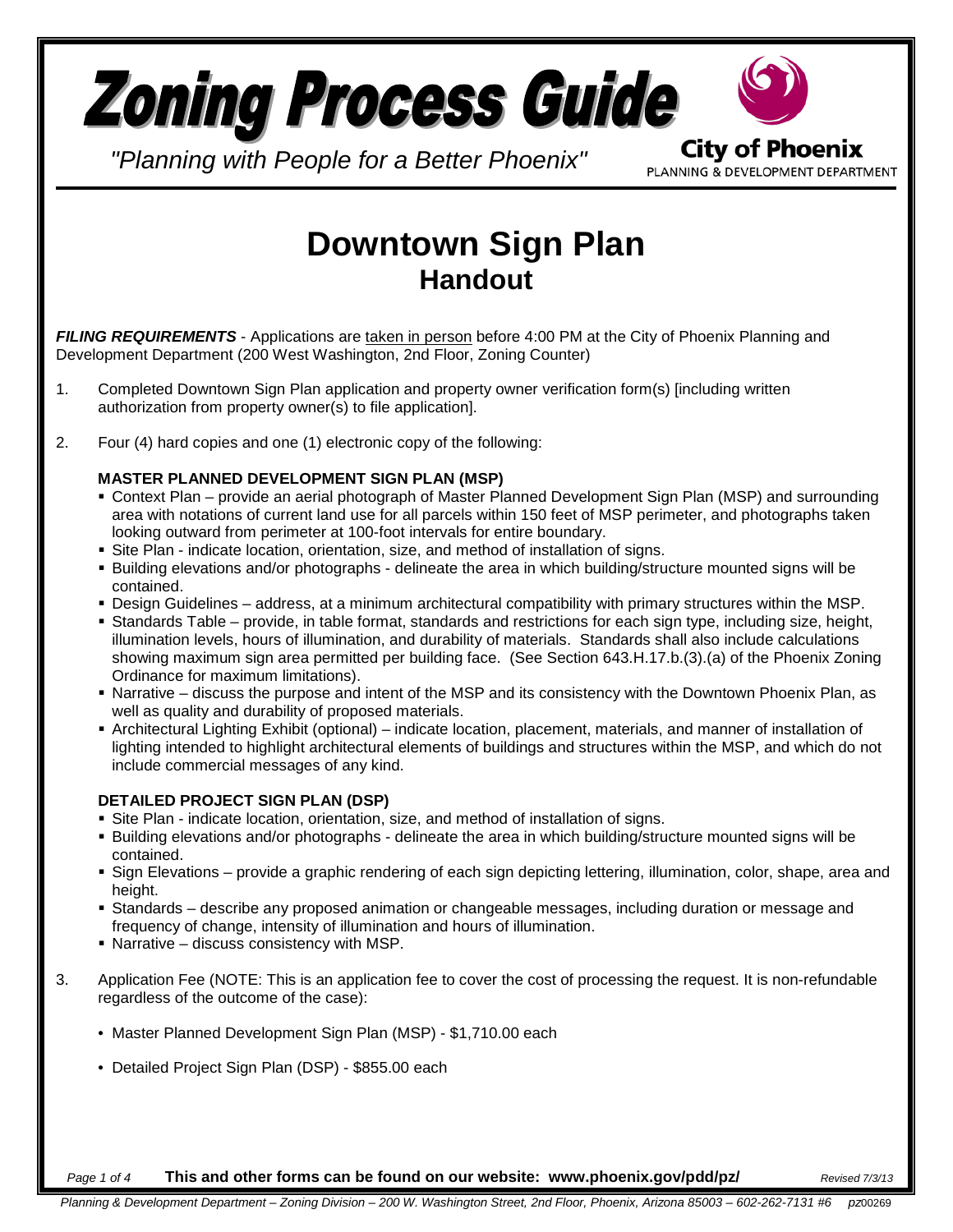# Zoning Process Guide

*"Planning with People for a Better Phoenix"*

**City of Phoenix**
PLANNING & DEVELOPMENT DEPARTMENT

# Downtown Sign Plan
## Handout

***FILING REQUIREMENTS*** - Applications are taken in person before 4:00 PM at the City of Phoenix Planning and Development Department (200 West Washington, 2nd Floor, Zoning Counter)

1. Completed Downtown Sign Plan application and property owner verification form(s) [including written authorization from property owner(s) to file application].

2. Four (4) hard copies and one (1) electronic copy of the following:

### MASTER PLANNED DEVELOPMENT SIGN PLAN (MSP)

- Context Plan – provide an aerial photograph of Master Planned Development Sign Plan (MSP) and surrounding area with notations of current land use for all parcels within 150 feet of MSP perimeter, and photographs taken looking outward from perimeter at 100-foot intervals for entire boundary.
- Site Plan - indicate location, orientation, size, and method of installation of signs.
- Building elevations and/or photographs - delineate the area in which building/structure mounted signs will be contained.
- Design Guidelines – address, at a minimum architectural compatibility with primary structures within the MSP.
- Standards Table – provide, in table format, standards and restrictions for each sign type, including size, height, illumination levels, hours of illumination, and durability of materials. Standards shall also include calculations showing maximum sign area permitted per building face. (See Section 643.H.17.b.(3).(a) of the Phoenix Zoning Ordinance for maximum limitations).
- Narrative – discuss the purpose and intent of the MSP and its consistency with the Downtown Phoenix Plan, as well as quality and durability of proposed materials.
- Architectural Lighting Exhibit (optional) – indicate location, placement, materials, and manner of installation of lighting intended to highlight architectural elements of buildings and structures within the MSP, and which do not include commercial messages of any kind.

### DETAILED PROJECT SIGN PLAN (DSP)

- Site Plan - indicate location, orientation, size, and method of installation of signs.
- Building elevations and/or photographs - delineate the area in which building/structure mounted signs will be contained.
- Sign Elevations – provide a graphic rendering of each sign depicting lettering, illumination, color, shape, area and height.
- Standards – describe any proposed animation or changeable messages, including duration or message and frequency of change, intensity of illumination and hours of illumination.
- Narrative – discuss consistency with MSP.

3. Application Fee (NOTE: This is an application fee to cover the cost of processing the request. It is non-refundable regardless of the outcome of the case):

   - Master Planned Development Sign Plan (MSP) - $1,710.00 each
   - Detailed Project Sign Plan (DSP) - $855.00 each

**This and other forms can be found on our website: www.phoenix.gov/pdd/pz/**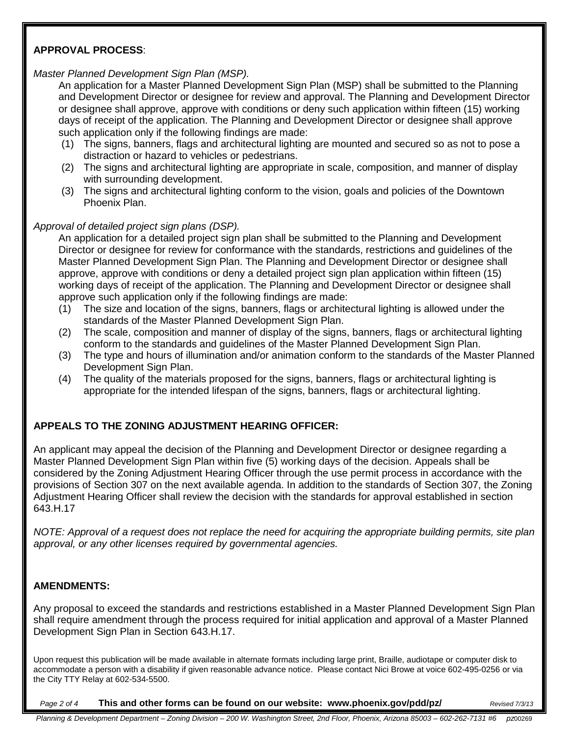## APPROVAL PROCESS:

*Master Planned Development Sign Plan (MSP).*

An application for a Master Planned Development Sign Plan (MSP) shall be submitted to the Planning and Development Director or designee for review and approval. The Planning and Development Director or designee shall approve, approve with conditions or deny such application within fifteen (15) working days of receipt of the application. The Planning and Development Director or designee shall approve such application only if the following findings are made:

(1) The signs, banners, flags and architectural lighting are mounted and secured so as not to pose a distraction or hazard to vehicles or pedestrians.
(2) The signs and architectural lighting are appropriate in scale, composition, and manner of display with surrounding development.
(3) The signs and architectural lighting conform to the vision, goals and policies of the Downtown Phoenix Plan.

*Approval of detailed project sign plans (DSP).*

An application for a detailed project sign plan shall be submitted to the Planning and Development Director or designee for review for conformance with the standards, restrictions and guidelines of the Master Planned Development Sign Plan. The Planning and Development Director or designee shall approve, approve with conditions or deny a detailed project sign plan application within fifteen (15) working days of receipt of the application. The Planning and Development Director or designee shall approve such application only if the following findings are made:

(1) The size and location of the signs, banners, flags or architectural lighting is allowed under the standards of the Master Planned Development Sign Plan.
(2) The scale, composition and manner of display of the signs, banners, flags or architectural lighting conform to the standards and guidelines of the Master Planned Development Sign Plan.
(3) The type and hours of illumination and/or animation conform to the standards of the Master Planned Development Sign Plan.
(4) The quality of the materials proposed for the signs, banners, flags or architectural lighting is appropriate for the intended lifespan of the signs, banners, flags or architectural lighting.

## APPEALS TO THE ZONING ADJUSTMENT HEARING OFFICER:

An applicant may appeal the decision of the Planning and Development Director or designee regarding a Master Planned Development Sign Plan within five (5) working days of the decision. Appeals shall be considered by the Zoning Adjustment Hearing Officer through the use permit process in accordance with the provisions of Section 307 on the next available agenda. In addition to the standards of Section 307, the Zoning Adjustment Hearing Officer shall review the decision with the standards for approval established in section 643.H.17

*NOTE: Approval of a request does not replace the need for acquiring the appropriate building permits, site plan approval, or any other licenses required by governmental agencies.*

## AMENDMENTS:

Any proposal to exceed the standards and restrictions established in a Master Planned Development Sign Plan shall require amendment through the process required for initial application and approval of a Master Planned Development Sign Plan in Section 643.H.17.

Upon request this publication will be made available in alternate formats including large print, Braille, audiotape or computer disk to accommodate a person with a disability if given reasonable advance notice. Please contact Nici Browe at voice 602-495-0256 or via the City TTY Relay at 602-534-5500.

**This and other forms can be found on our website: www.phoenix.gov/pdd/pz/**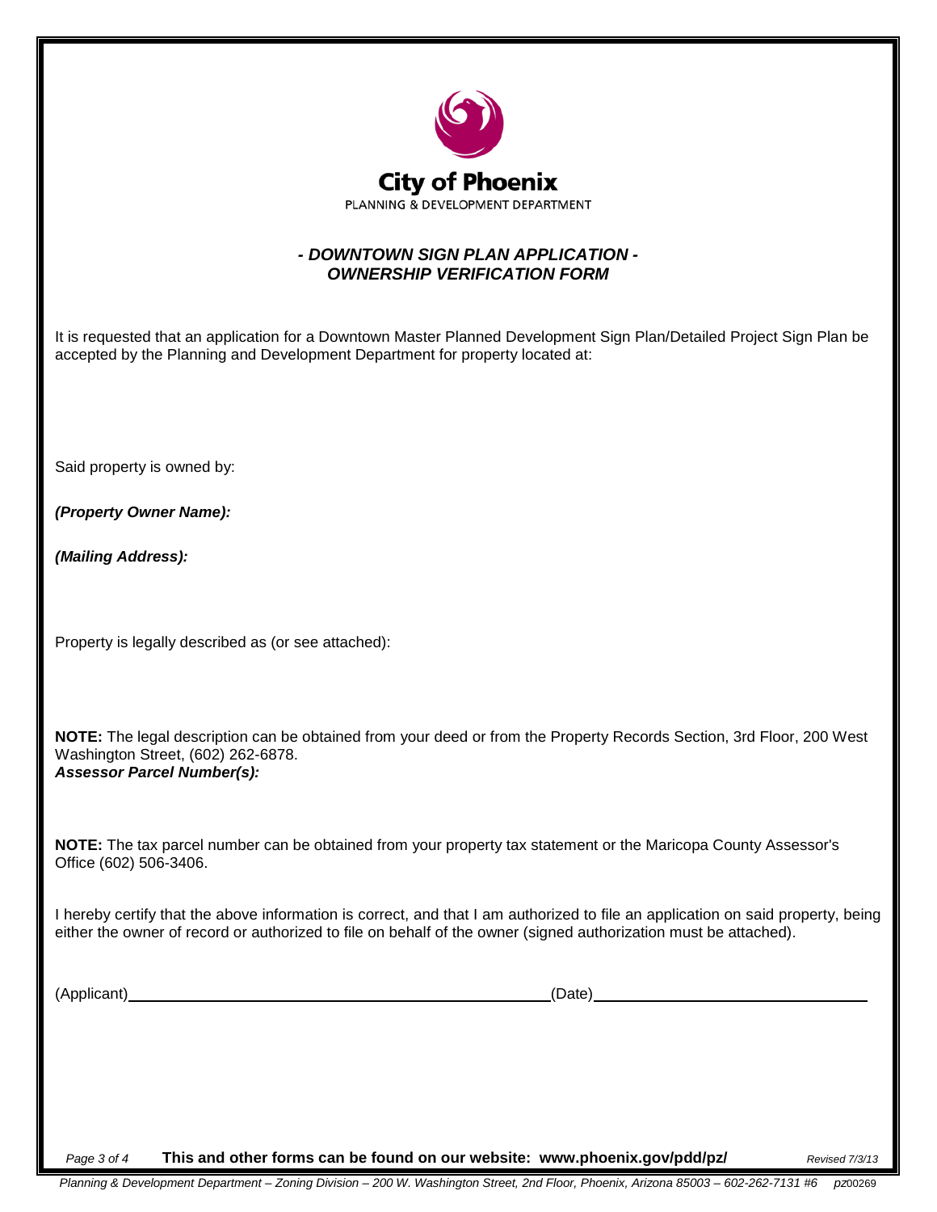City of Phoenix

PLANNING & DEVELOPMENT DEPARTMENT

## *- DOWNTOWN SIGN PLAN APPLICATION -*
## *OWNERSHIP VERIFICATION FORM*

It is requested that an application for a Downtown Master Planned Development Sign Plan/Detailed Project Sign Plan be accepted by the Planning and Development Department for property located at:

Said property is owned by:

***(Property Owner Name):***

***(Mailing Address):***

Property is legally described as (or see attached):

**NOTE:** The legal description can be obtained from your deed or from the Property Records Section, 3rd Floor, 200 West Washington Street, (602) 262-6878.

***Assessor Parcel Number(s):***

**NOTE:** The tax parcel number can be obtained from your property tax statement or the Maricopa County Assessor's Office (602) 506-3406.

I hereby certify that the above information is correct, and that I am authorized to file an application on said property, being either the owner of record or authorized to file on behalf of the owner (signed authorization must be attached).

(Applicant)\_\_\_\_\_\_\_\_\_\_\_\_\_\_\_\_\_\_\_\_\_\_\_\_\_\_\_\_\_\_\_\_\_\_\_\_\_\_\_\_\_\_\_\_(Date)\_\_\_\_\_\_\_\_\_\_\_\_\_\_\_\_\_\_\_\_\_\_\_\_\_\_\_\_

**This and other forms can be found on our website: www.phoenix.gov/pdd/pz/**

*Revised 7/3/13*

*Planning & Development Department – Zoning Division – 200 W. Washington Street, 2nd Floor, Phoenix, Arizona 85003 – 602-262-7131 #6 pz00269*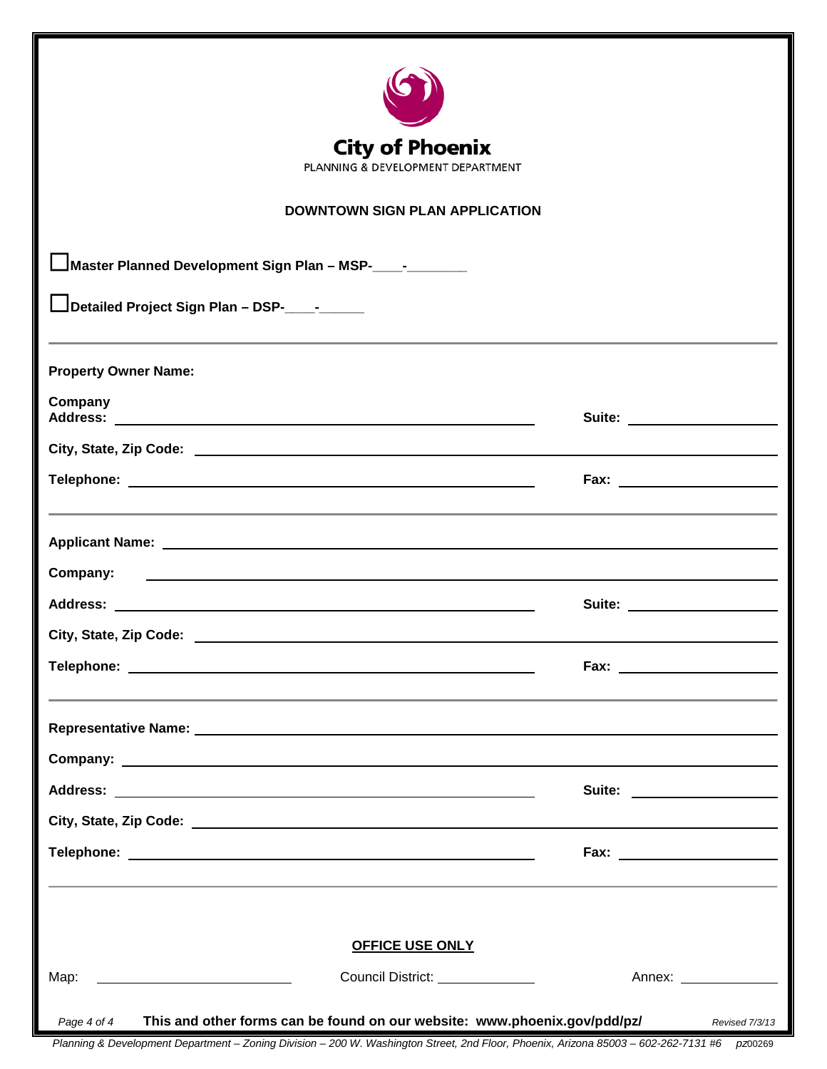**City of Phoenix**

PLANNING & DEVELOPMENT DEPARTMENT

## DOWNTOWN SIGN PLAN APPLICATION

☐ **Master Planned Development Sign Plan – MSP-\_\_\_\_-\_\_\_\_\_\_\_\_**

☐ **Detailed Project Sign Plan – DSP-\_\_\_\_-\_\_\_\_\_\_**

---

**Property Owner Name:**

**Company Address:** \_\_\_\_\_\_\_\_\_\_\_\_\_\_\_\_\_\_\_\_ **Suite:** \_\_\_\_\_\_\_\_\_\_

**City, State, Zip Code:** \_\_\_\_\_\_\_\_\_\_\_\_\_\_\_\_\_\_\_\_

**Telephone:** \_\_\_\_\_\_\_\_\_\_\_\_\_\_\_\_\_\_\_\_ **Fax:** \_\_\_\_\_\_\_\_\_\_

---

**Applicant Name:** \_\_\_\_\_\_\_\_\_\_\_\_\_\_\_\_\_\_\_\_

**Company:** \_\_\_\_\_\_\_\_\_\_\_\_\_\_\_\_\_\_\_\_

**Address:** \_\_\_\_\_\_\_\_\_\_\_\_\_\_\_\_\_\_\_\_ **Suite:** \_\_\_\_\_\_\_\_\_\_

**City, State, Zip Code:** \_\_\_\_\_\_\_\_\_\_\_\_\_\_\_\_\_\_\_\_

**Telephone:** \_\_\_\_\_\_\_\_\_\_\_\_\_\_\_\_\_\_\_\_ **Fax:** \_\_\_\_\_\_\_\_\_\_

---

**Representative Name:** \_\_\_\_\_\_\_\_\_\_\_\_\_\_\_\_\_\_\_\_

**Company:** \_\_\_\_\_\_\_\_\_\_\_\_\_\_\_\_\_\_\_\_

**Address:** \_\_\_\_\_\_\_\_\_\_\_\_\_\_\_\_\_\_\_\_ **Suite:** \_\_\_\_\_\_\_\_\_\_

**City, State, Zip Code:** \_\_\_\_\_\_\_\_\_\_\_\_\_\_\_\_\_\_\_\_

**Telephone:** \_\_\_\_\_\_\_\_\_\_\_\_\_\_\_\_\_\_\_\_ **Fax:** \_\_\_\_\_\_\_\_\_\_

---

**OFFICE USE ONLY**

Map: \_\_\_\_\_\_\_\_\_\_\_\_\_\_\_\_\_\_\_\_ Council District: \_\_\_\_\_\_\_\_\_\_ Annex: \_\_\_\_\_\_\_\_\_\_

**This and other forms can be found on our website: www.phoenix.gov/pdd/pz/**

*Revised 7/3/13*

*Planning & Development Department – Zoning Division – 200 W. Washington Street, 2nd Floor, Phoenix, Arizona 85003 – 602-262-7131 #6* *pz*00269